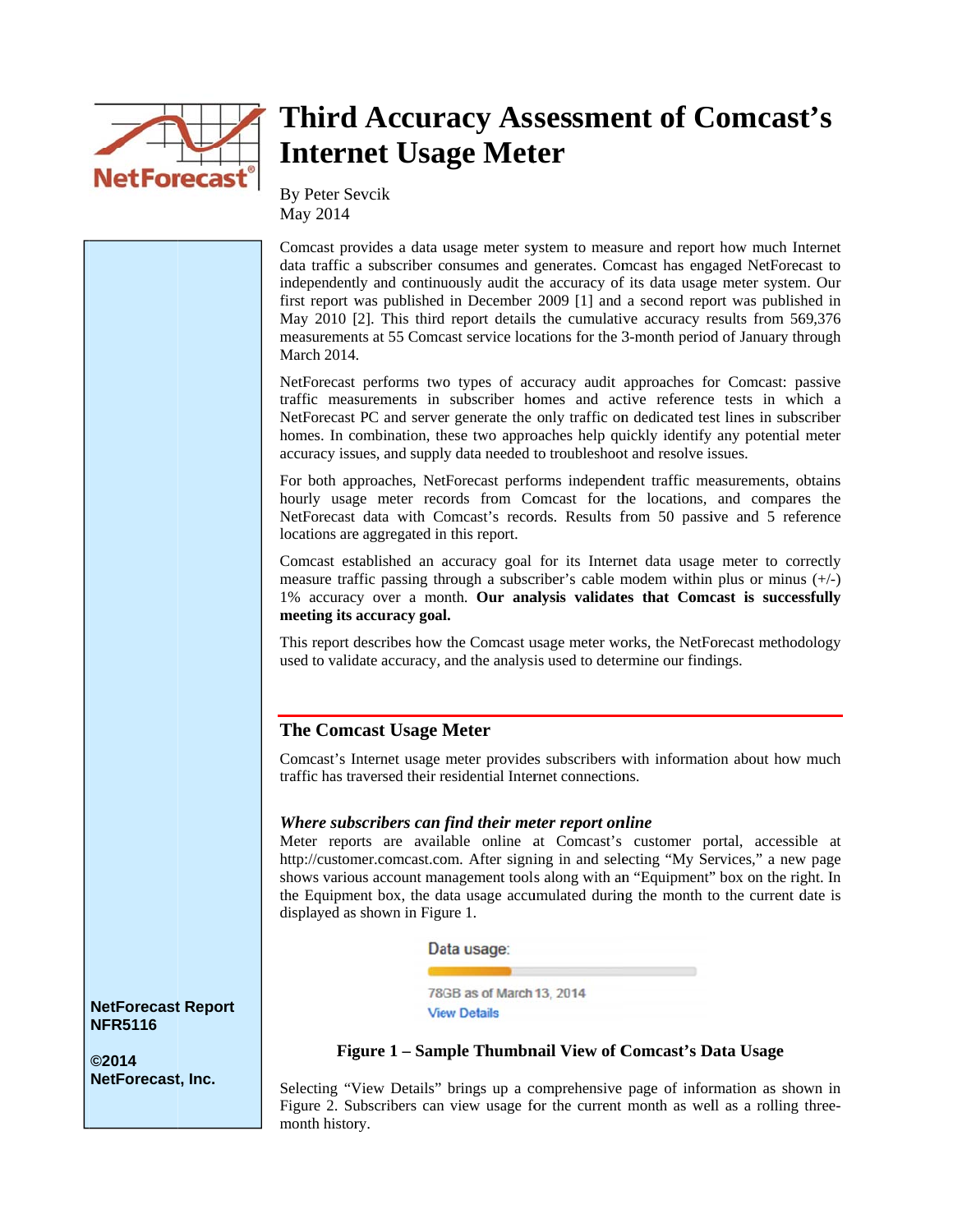# Third Accuracy Assessment of Comcast's Internet Usage Meter

By Peter Sevcik
May 2014

Comcast provides a data usage meter system to measure and report how much Internet data traffic a subscriber consumes and generates. Comcast has engaged NetForecast to independently and continuously audit the accuracy of its data usage meter system. Our first report was published in December 2009 [1] and a second report was published in May 2010 [2]. This third report details the cumulative accuracy results from 569,376 measurements at 55 Comcast service locations for the 3-month period of January through March 2014.

NetForecast performs two types of accuracy audit approaches for Comcast: passive traffic measurements in subscriber homes and active reference tests in which a NetForecast PC and server generate the only traffic on dedicated test lines in subscriber homes. In combination, these two approaches help quickly identify any potential meter accuracy issues, and supply data needed to troubleshoot and resolve issues.

For both approaches, NetForecast performs independent traffic measurements, obtains hourly usage meter records from Comcast for the locations, and compares the NetForecast data with Comcast's records. Results from 50 passive and 5 reference locations are aggregated in this report.

Comcast established an accuracy goal for its Internet data usage meter to correctly measure traffic passing through a subscriber's cable modem within plus or minus (+/-) 1% accuracy over a month. **Our analysis validates that Comcast is successfully meeting its accuracy goal.**

This report describes how the Comcast usage meter works, the NetForecast methodology used to validate accuracy, and the analysis used to determine our findings.

## The Comcast Usage Meter

Comcast's Internet usage meter provides subscribers with information about how much traffic has traversed their residential Internet connections.

### *Where subscribers can find their meter report online*

Meter reports are available online at Comcast's customer portal, accessible at http://customer.comcast.com. After signing in and selecting "My Services," a new page shows various account management tools along with an "Equipment" box on the right. In the Equipment box, the data usage accumulated during the month to the current date is displayed as shown in Figure 1.

Data usage:

78GB as of March 13, 2014

View Details

**Figure 1 – Sample Thumbnail View of Comcast's Data Usage**

Selecting "View Details" brings up a comprehensive page of information as shown in Figure 2. Subscribers can view usage for the current month as well as a rolling three-month history.

**NetForecast Report NFR5116**

**©2014 NetForecast, Inc.**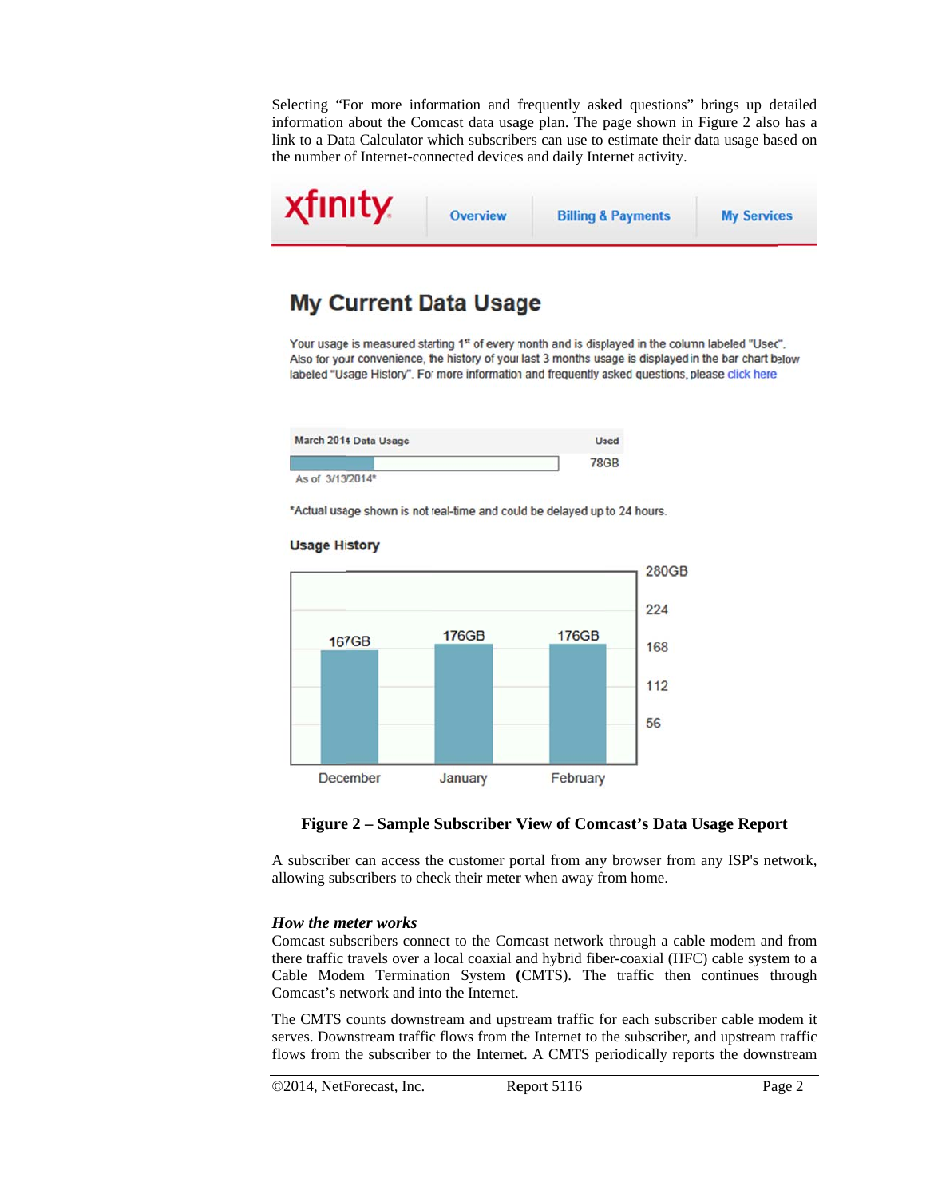Selecting "For more information and frequently asked questions" brings up detailed information about the Comcast data usage plan. The page shown in Figure 2 also has a link to a Data Calculator which subscribers can use to estimate their data usage based on the number of Internet-connected devices and daily Internet activity.

xfinity | Overview | Billing & Payments | My Services

## My Current Data Usage

Your usage is measured starting 1st of every month and is displayed in the column labeled "Used". Also for your convenience, the history of your last 3 months usage is displayed in the bar chart below labeled "Usage History". For more information and frequently asked questions, please click here

| March 2014 Data Usage | Used |
|---|---|
| As of 3/13/2014* | 78GB |

*Actual usage shown is not real-time and could be delayed up to 24 hours.

**Usage History**

| Month | Usage |
|---|---|
| December | 167GB |
| January | 176GB |
| February | 176GB |

**Figure 2 – Sample Subscriber View of Comcast's Data Usage Report**

A subscriber can access the customer portal from any browser from any ISP's network, allowing subscribers to check their meter when away from home.

### *How the meter works*

Comcast subscribers connect to the Comcast network through a cable modem and from there traffic travels over a local coaxial and hybrid fiber-coaxial (HFC) cable system to a Cable Modem Termination System (CMTS). The traffic then continues through Comcast's network and into the Internet.

The CMTS counts downstream and upstream traffic for each subscriber cable modem it serves. Downstream traffic flows from the Internet to the subscriber, and upstream traffic flows from the subscriber to the Internet. A CMTS periodically reports the downstream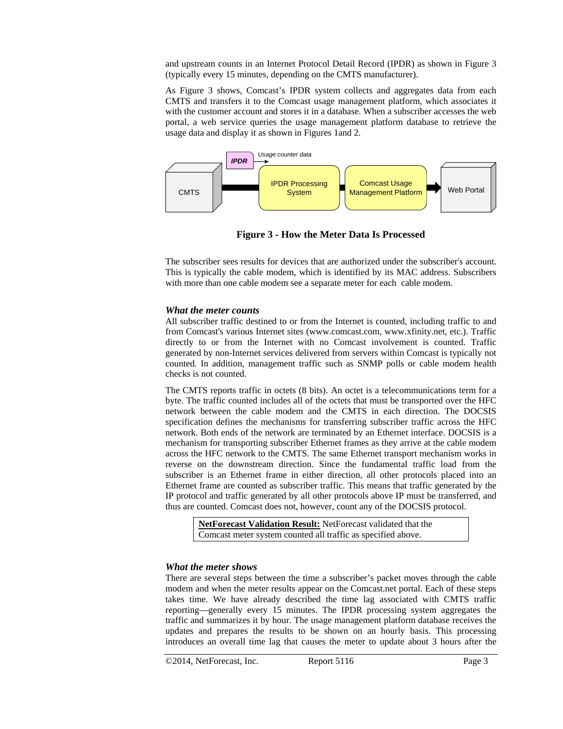and upstream counts in an Internet Protocol Detail Record (IPDR) as shown in Figure 3 (typically every 15 minutes, depending on the CMTS manufacturer).

As Figure 3 shows, Comcast's IPDR system collects and aggregates data from each CMTS and transfers it to the Comcast usage management platform, which associates it with the customer account and stores it in a database. When a subscriber accesses the web portal, a web service queries the usage management platform database to retrieve the usage data and display it as shown in Figures 1and 2.

**Figure 3 - How the Meter Data Is Processed**

The subscriber sees results for devices that are authorized under the subscriber's account. This is typically the cable modem, which is identified by its MAC address. Subscribers with more than one cable modem see a separate meter for each cable modem.

### *What the meter counts*

All subscriber traffic destined to or from the Internet is counted, including traffic to and from Comcast's various Internet sites (www.comcast.com, www.xfinity.net, etc.). Traffic directly to or from the Internet with no Comcast involvement is counted. Traffic generated by non-Internet services delivered from servers within Comcast is typically not counted. In addition, management traffic such as SNMP polls or cable modem health checks is not counted.

The CMTS reports traffic in octets (8 bits). An octet is a telecommunications term for a byte. The traffic counted includes all of the octets that must be transported over the HFC network between the cable modem and the CMTS in each direction. The DOCSIS specification defines the mechanisms for transferring subscriber traffic across the HFC network. Both ends of the network are terminated by an Ethernet interface. DOCSIS is a mechanism for transporting subscriber Ethernet frames as they arrive at the cable modem across the HFC network to the CMTS. The same Ethernet transport mechanism works in reverse on the downstream direction. Since the fundamental traffic load from the subscriber is an Ethernet frame in either direction, all other protocols placed into an Ethernet frame are counted as subscriber traffic. This means that traffic generated by the IP protocol and traffic generated by all other protocols above IP must be transferred, and thus are counted. Comcast does not, however, count any of the DOCSIS protocol.

> **NetForecast Validation Result:** NetForecast validated that the Comcast meter system counted all traffic as specified above.

### *What the meter shows*

There are several steps between the time a subscriber's packet moves through the cable modem and when the meter results appear on the Comcast.net portal. Each of these steps takes time. We have already described the time lag associated with CMTS traffic reporting—generally every 15 minutes. The IPDR processing system aggregates the traffic and summarizes it by hour. The usage management platform database receives the updates and prepares the results to be shown on an hourly basis. This processing introduces an overall time lag that causes the meter to update about 3 hours after the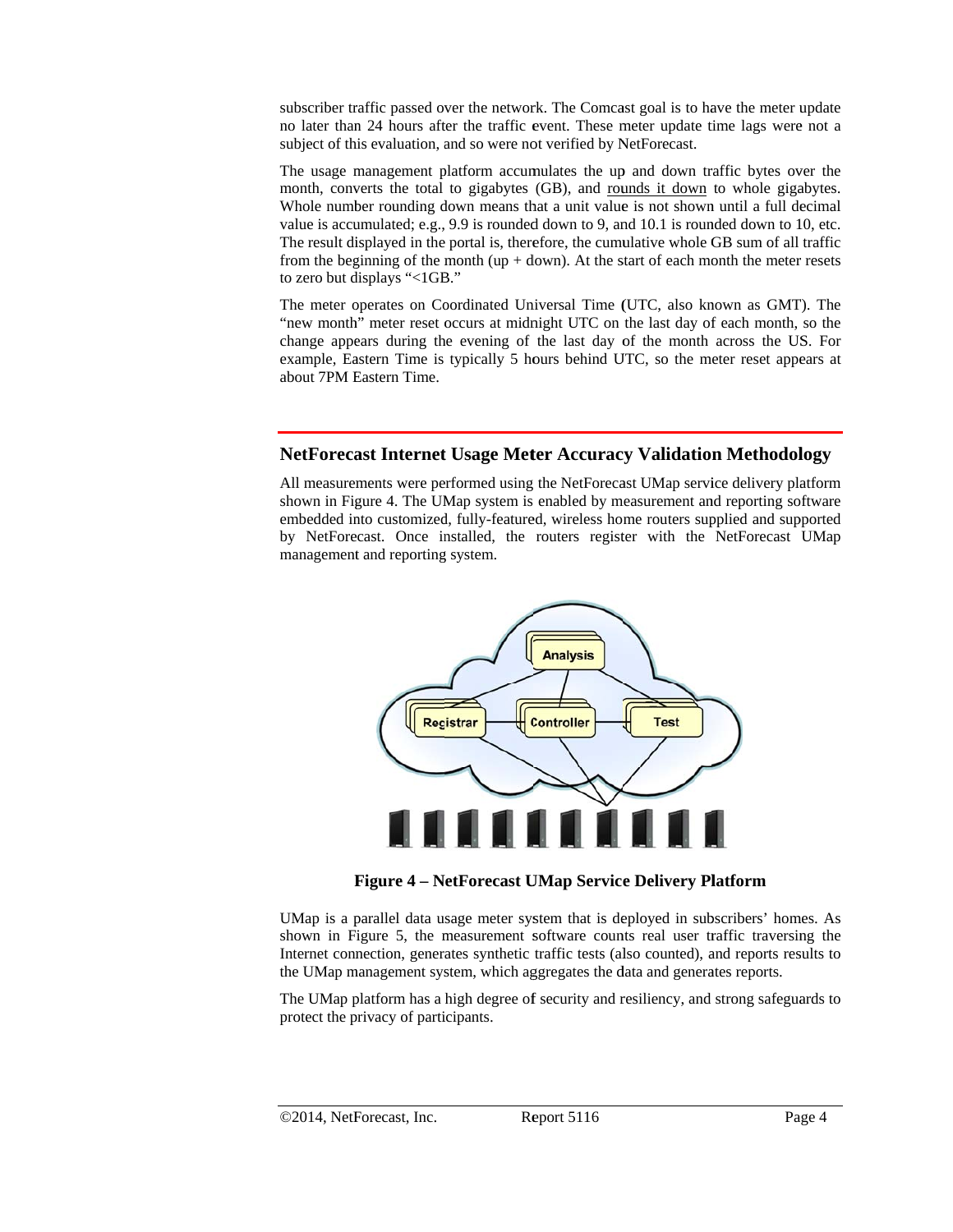subscriber traffic passed over the network. The Comcast goal is to have the meter update no later than 24 hours after the traffic event. These meter update time lags were not a subject of this evaluation, and so were not verified by NetForecast.

The usage management platform accumulates the up and down traffic bytes over the month, converts the total to gigabytes (GB), and rounds it down to whole gigabytes. Whole number rounding down means that a unit value is not shown until a full decimal value is accumulated; e.g., 9.9 is rounded down to 9, and 10.1 is rounded down to 10, etc. The result displayed in the portal is, therefore, the cumulative whole GB sum of all traffic from the beginning of the month (up + down). At the start of each month the meter resets to zero but displays "<1GB."

The meter operates on Coordinated Universal Time (UTC, also known as GMT). The "new month" meter reset occurs at midnight UTC on the last day of each month, so the change appears during the evening of the last day of the month across the US. For example, Eastern Time is typically 5 hours behind UTC, so the meter reset appears at about 7PM Eastern Time.

## NetForecast Internet Usage Meter Accuracy Validation Methodology

All measurements were performed using the NetForecast UMap service delivery platform shown in Figure 4. The UMap system is enabled by measurement and reporting software embedded into customized, fully-featured, wireless home routers supplied and supported by NetForecast. Once installed, the routers register with the NetForecast UMap management and reporting system.

**Figure 4 – NetForecast UMap Service Delivery Platform**

UMap is a parallel data usage meter system that is deployed in subscribers' homes. As shown in Figure 5, the measurement software counts real user traffic traversing the Internet connection, generates synthetic traffic tests (also counted), and reports results to the UMap management system, which aggregates the data and generates reports.

The UMap platform has a high degree of security and resiliency, and strong safeguards to protect the privacy of participants.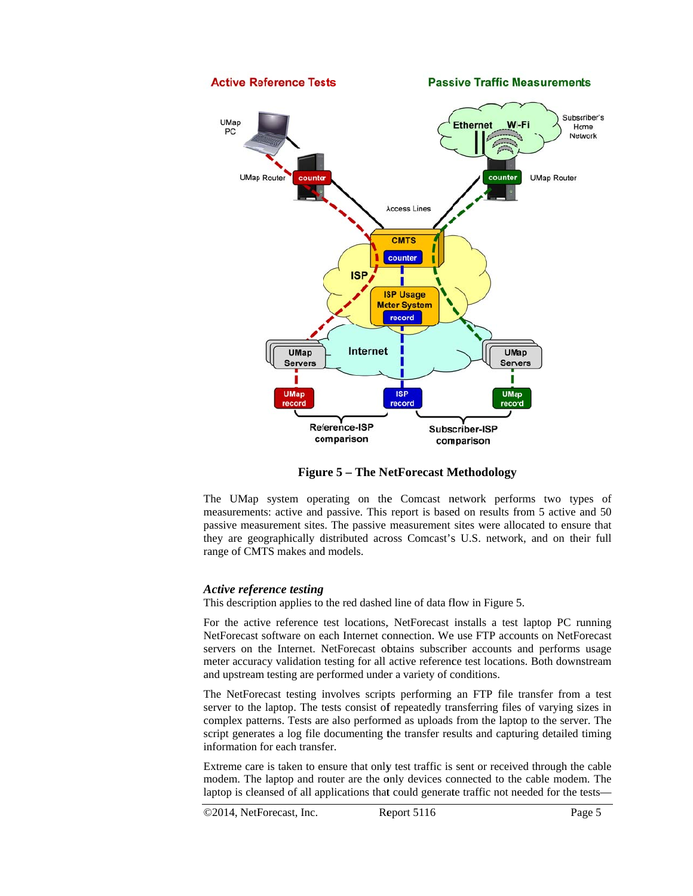**Figure 5 – The NetForecast Methodology**

The UMap system operating on the Comcast network performs two types of measurements: active and passive. This report is based on results from 5 active and 50 passive measurement sites. The passive measurement sites were allocated to ensure that they are geographically distributed across Comcast's U.S. network, and on their full range of CMTS makes and models.

### *Active reference testing*

This description applies to the red dashed line of data flow in Figure 5.

For the active reference test locations, NetForecast installs a test laptop PC running NetForecast software on each Internet connection. We use FTP accounts on NetForecast servers on the Internet. NetForecast obtains subscriber accounts and performs usage meter accuracy validation testing for all active reference test locations. Both downstream and upstream testing are performed under a variety of conditions.

The NetForecast testing involves scripts performing an FTP file transfer from a test server to the laptop. The tests consist of repeatedly transferring files of varying sizes in complex patterns. Tests are also performed as uploads from the laptop to the server. The script generates a log file documenting the transfer results and capturing detailed timing information for each transfer.

Extreme care is taken to ensure that only test traffic is sent or received through the cable modem. The laptop and router are the only devices connected to the cable modem. The laptop is cleansed of all applications that could generate traffic not needed for the tests—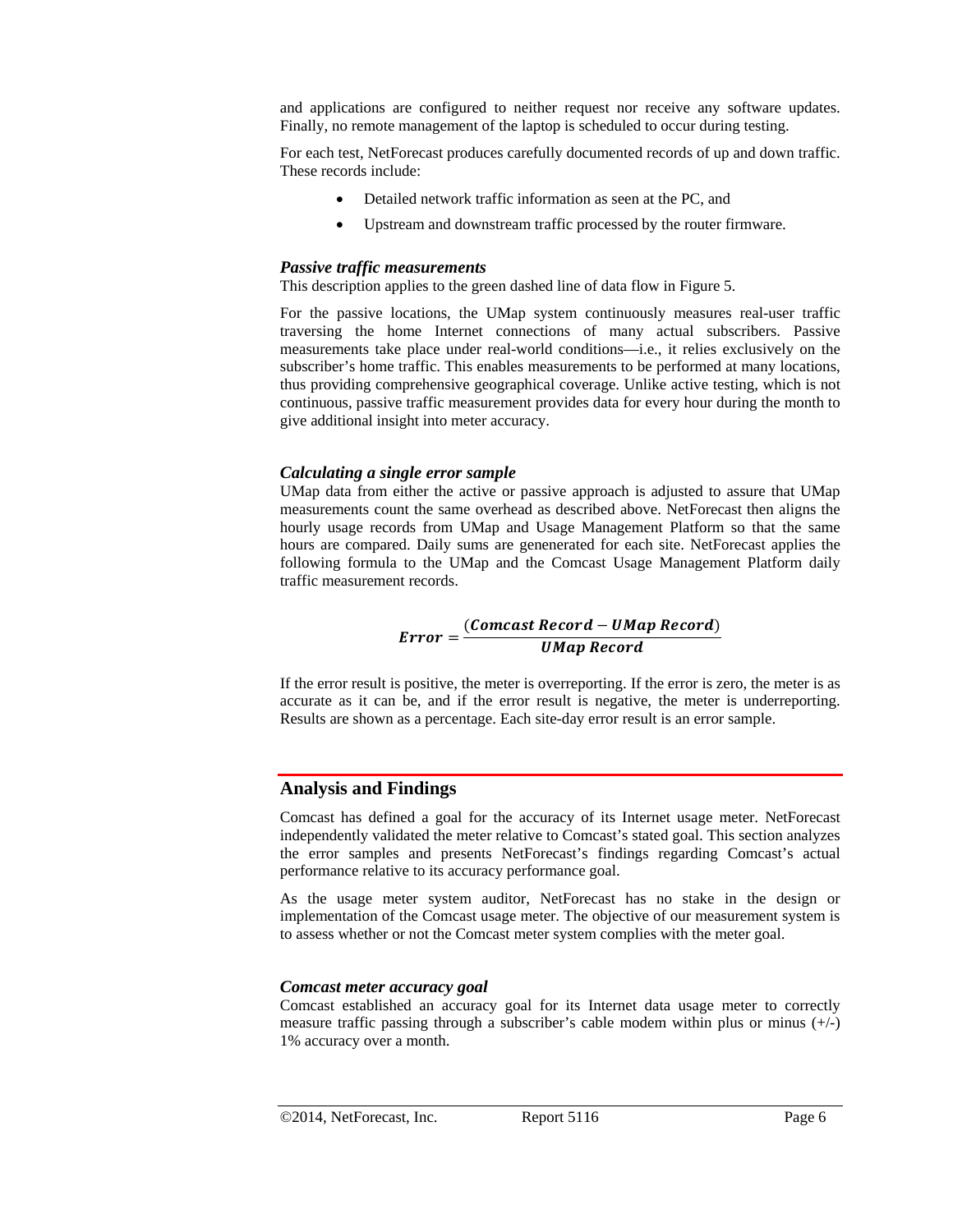and applications are configured to neither request nor receive any software updates. Finally, no remote management of the laptop is scheduled to occur during testing.

For each test, NetForecast produces carefully documented records of up and down traffic. These records include:

- Detailed network traffic information as seen at the PC, and
- Upstream and downstream traffic processed by the router firmware.

### *Passive traffic measurements*

This description applies to the green dashed line of data flow in Figure 5.

For the passive locations, the UMap system continuously measures real-user traffic traversing the home Internet connections of many actual subscribers. Passive measurements take place under real-world conditions—i.e., it relies exclusively on the subscriber's home traffic. This enables measurements to be performed at many locations, thus providing comprehensive geographical coverage. Unlike active testing, which is not continuous, passive traffic measurement provides data for every hour during the month to give additional insight into meter accuracy.

### *Calculating a single error sample*

UMap data from either the active or passive approach is adjusted to assure that UMap measurements count the same overhead as described above. NetForecast then aligns the hourly usage records from UMap and Usage Management Platform so that the same hours are compared. Daily sums are genenerated for each site. NetForecast applies the following formula to the UMap and the Comcast Usage Management Platform daily traffic measurement records.

$$\boldsymbol{Error} = \frac{(\boldsymbol{Comcast\ Record} - \boldsymbol{UMap\ Record})}{\boldsymbol{UMap\ Record}}$$

If the error result is positive, the meter is overreporting. If the error is zero, the meter is as accurate as it can be, and if the error result is negative, the meter is underreporting. Results are shown as a percentage. Each site-day error result is an error sample.

## Analysis and Findings

Comcast has defined a goal for the accuracy of its Internet usage meter. NetForecast independently validated the meter relative to Comcast's stated goal. This section analyzes the error samples and presents NetForecast's findings regarding Comcast's actual performance relative to its accuracy performance goal.

As the usage meter system auditor, NetForecast has no stake in the design or implementation of the Comcast usage meter. The objective of our measurement system is to assess whether or not the Comcast meter system complies with the meter goal.

### *Comcast meter accuracy goal*

Comcast established an accuracy goal for its Internet data usage meter to correctly measure traffic passing through a subscriber's cable modem within plus or minus (+/-) 1% accuracy over a month.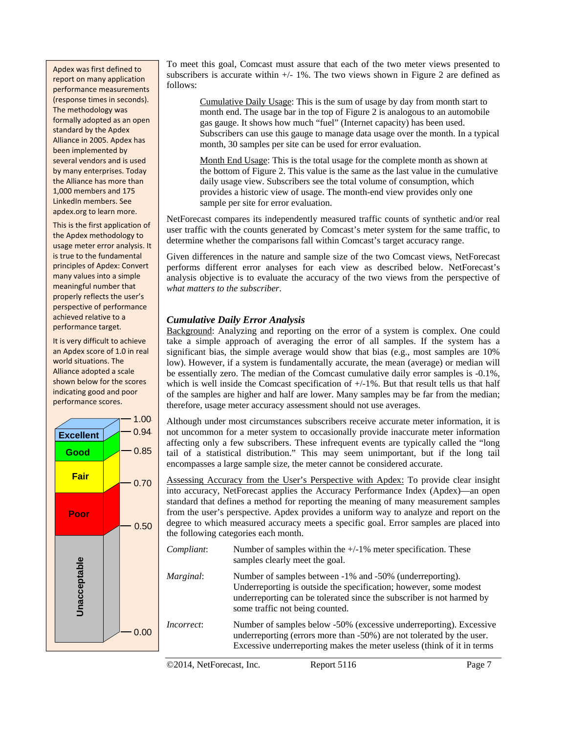Apdex was first defined to report on many application performance measurements (response times in seconds). The methodology was formally adopted as an open standard by the Apdex Alliance in 2005. Apdex has been implemented by several vendors and is used by many enterprises. Today the Alliance has more than 1,000 members and 175 LinkedIn members. See apdex.org to learn more.

This is the first application of the Apdex methodology to usage meter error analysis. It is true to the fundamental principles of Apdex: Convert many values into a simple meaningful number that properly reflects the user's perspective of performance achieved relative to a performance target.

It is very difficult to achieve an Apdex score of 1.0 in real world situations. The Alliance adopted a scale shown below for the scores indicating good and poor performance scores.

| Rating | Score range |
|---|---|
| Excellent | 0.94 – 1.00 |
| Good | 0.85 – 0.94 |
| Fair | 0.70 – 0.85 |
| Poor | 0.50 – 0.70 |
| Unacceptable | 0.00 – 0.50 |

To meet this goal, Comcast must assure that each of the two meter views presented to subscribers is accurate within +/- 1%. The two views shown in Figure 2 are defined as follows:

> Cumulative Daily Usage: This is the sum of usage by day from month start to month end. The usage bar in the top of Figure 2 is analogous to an automobile gas gauge. It shows how much "fuel" (Internet capacity) has been used. Subscribers can use this gauge to manage data usage over the month. In a typical month, 30 samples per site can be used for error evaluation.
>
> Month End Usage: This is the total usage for the complete month as shown at the bottom of Figure 2. This value is the same as the last value in the cumulative daily usage view. Subscribers see the total volume of consumption, which provides a historic view of usage. The month-end view provides only one sample per site for error evaluation.

NetForecast compares its independently measured traffic counts of synthetic and/or real user traffic with the counts generated by Comcast's meter system for the same traffic, to determine whether the comparisons fall within Comcast's target accuracy range.

Given differences in the nature and sample size of the two Comcast views, NetForecast performs different error analyses for each view as described below. NetForecast's analysis objective is to evaluate the accuracy of the two views from the perspective of *what matters to the subscriber*.

### *Cumulative Daily Error Analysis*

Background: Analyzing and reporting on the error of a system is complex. One could take a simple approach of averaging the error of all samples. If the system has a significant bias, the simple average would show that bias (e.g., most samples are 10% low). However, if a system is fundamentally accurate, the mean (average) or median will be essentially zero. The median of the Comcast cumulative daily error samples is -0.1%, which is well inside the Comcast specification of +/-1%. But that result tells us that half of the samples are higher and half are lower. Many samples may be far from the median; therefore, usage meter accuracy assessment should not use averages.

Although under most circumstances subscribers receive accurate meter information, it is not uncommon for a meter system to occasionally provide inaccurate meter information affecting only a few subscribers. These infrequent events are typically called the "long tail of a statistical distribution." This may seem unimportant, but if the long tail encompasses a large sample size, the meter cannot be considered accurate.

Assessing Accuracy from the User's Perspective with Apdex: To provide clear insight into accuracy, NetForecast applies the Accuracy Performance Index (Apdex)—an open standard that defines a method for reporting the meaning of many measurement samples from the user's perspective. Apdex provides a uniform way to analyze and report on the degree to which measured accuracy meets a specific goal. Error samples are placed into the following categories each month.

*Compliant*: Number of samples within the +/-1% meter specification. These samples clearly meet the goal.

*Marginal*: Number of samples between -1% and -50% (underreporting). Underreporting is outside the specification; however, some modest underreporting can be tolerated since the subscriber is not harmed by some traffic not being counted.

*Incorrect*: Number of samples below -50% (excessive underreporting). Excessive underreporting (errors more than -50%) are not tolerated by the user. Excessive underreporting makes the meter useless (think of it in terms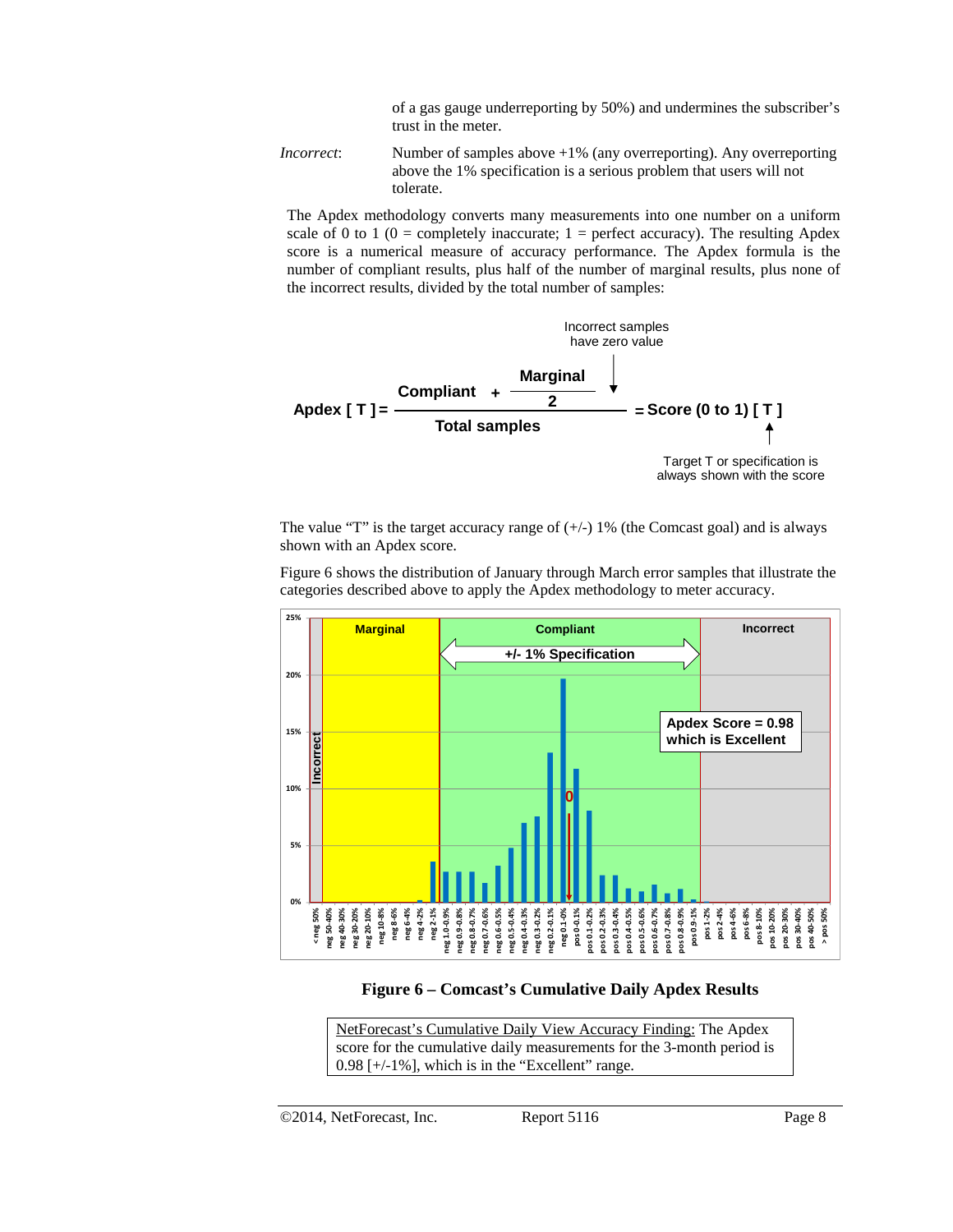of a gas gauge underreporting by 50%) and undermines the subscriber's trust in the meter.

*Incorrect*: Number of samples above +1% (any overreporting). Any overreporting above the 1% specification is a serious problem that users will not tolerate.

The Apdex methodology converts many measurements into one number on a uniform scale of 0 to 1 (0 = completely inaccurate; 1 = perfect accuracy). The resulting Apdex score is a numerical measure of accuracy performance. The Apdex formula is the number of compliant results, plus half of the number of marginal results, plus none of the incorrect results, divided by the total number of samples:

$$\text{Apdex}[T] = \frac{\text{Compliant} + \frac{\text{Marginal}}{2}}{\text{Total samples}} = \text{Score (0 to 1)}[T]$$

Incorrect samples have zero value

Target T or specification is always shown with the score

The value "T" is the target accuracy range of (+/-) 1% (the Comcast goal) and is always shown with an Apdex score.

Figure 6 shows the distribution of January through March error samples that illustrate the categories described above to apply the Apdex methodology to meter accuracy.

**Figure 6 – Comcast's Cumulative Daily Apdex Results**

> NetForecast's Cumulative Daily View Accuracy Finding: The Apdex score for the cumulative daily measurements for the 3-month period is 0.98 [+/-1%], which is in the "Excellent" range.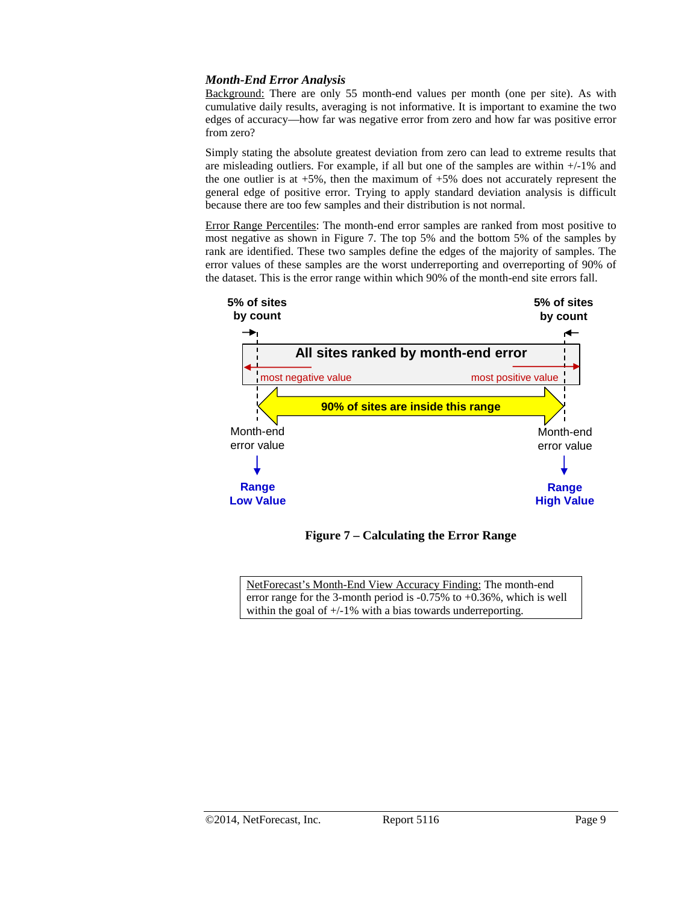### *Month-End Error Analysis*

Background: There are only 55 month-end values per month (one per site). As with cumulative daily results, averaging is not informative. It is important to examine the two edges of accuracy—how far was negative error from zero and how far was positive error from zero?

Simply stating the absolute greatest deviation from zero can lead to extreme results that are misleading outliers. For example, if all but one of the samples are within +/-1% and the one outlier is at +5%, then the maximum of +5% does not accurately represent the general edge of positive error. Trying to apply standard deviation analysis is difficult because there are too few samples and their distribution is not normal.

Error Range Percentiles: The month-end error samples are ranked from most positive to most negative as shown in Figure 7. The top 5% and the bottom 5% of the samples by rank are identified. These two samples define the edges of the majority of samples. The error values of these samples are the worst underreporting and overreporting of 90% of the dataset. This is the error range within which 90% of the month-end site errors fall.

5% of sites by count

5% of sites by count

All sites ranked by month-end error

most negative value

most positive value

90% of sites are inside this range

Month-end error value → Range Low Value

Month-end error value → Range High Value

**Figure 7 – Calculating the Error Range**

NetForecast's Month-End View Accuracy Finding: The month-end error range for the 3-month period is -0.75% to +0.36%, which is well within the goal of +/-1% with a bias towards underreporting.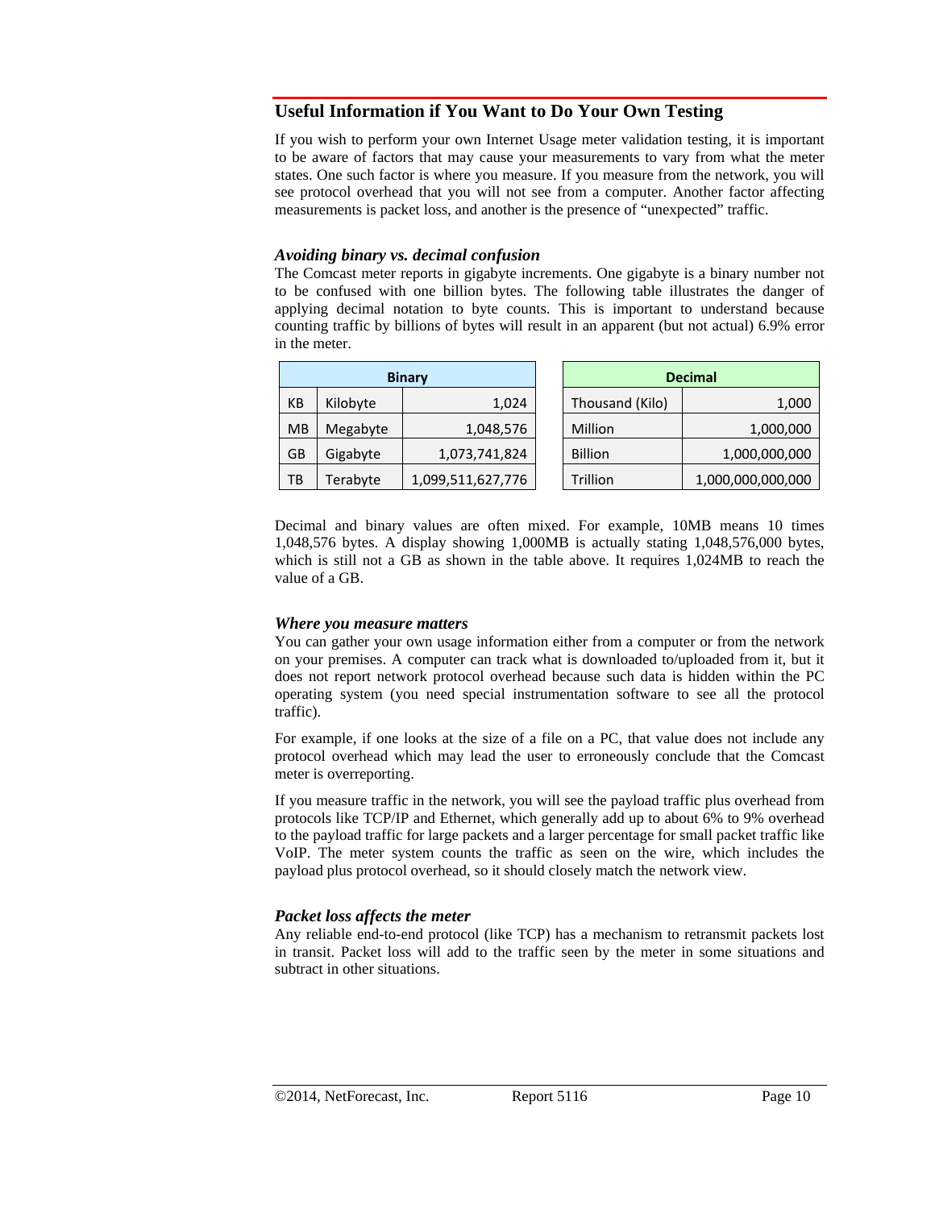## Useful Information if You Want to Do Your Own Testing

If you wish to perform your own Internet Usage meter validation testing, it is important to be aware of factors that may cause your measurements to vary from what the meter states. One such factor is where you measure. If you measure from the network, you will see protocol overhead that you will not see from a computer. Another factor affecting measurements is packet loss, and another is the presence of "unexpected" traffic.

### *Avoiding binary vs. decimal confusion*

The Comcast meter reports in gigabyte increments. One gigabyte is a binary number not to be confused with one billion bytes. The following table illustrates the danger of applying decimal notation to byte counts. This is important to understand because counting traffic by billions of bytes will result in an apparent (but not actual) 6.9% error in the meter.

| Binary | | | Decimal | |
|---|---|---|---|---|
| KB | Kilobyte | 1,024 | Thousand (Kilo) | 1,000 |
| MB | Megabyte | 1,048,576 | Million | 1,000,000 |
| GB | Gigabyte | 1,073,741,824 | Billion | 1,000,000,000 |
| TB | Terabyte | 1,099,511,627,776 | Trillion | 1,000,000,000,000 |

Decimal and binary values are often mixed. For example, 10MB means 10 times 1,048,576 bytes. A display showing 1,000MB is actually stating 1,048,576,000 bytes, which is still not a GB as shown in the table above. It requires 1,024MB to reach the value of a GB.

### *Where you measure matters*

You can gather your own usage information either from a computer or from the network on your premises. A computer can track what is downloaded to/uploaded from it, but it does not report network protocol overhead because such data is hidden within the PC operating system (you need special instrumentation software to see all the protocol traffic).

For example, if one looks at the size of a file on a PC, that value does not include any protocol overhead which may lead the user to erroneously conclude that the Comcast meter is overreporting.

If you measure traffic in the network, you will see the payload traffic plus overhead from protocols like TCP/IP and Ethernet, which generally add up to about 6% to 9% overhead to the payload traffic for large packets and a larger percentage for small packet traffic like VoIP. The meter system counts the traffic as seen on the wire, which includes the payload plus protocol overhead, so it should closely match the network view.

### *Packet loss affects the meter*

Any reliable end-to-end protocol (like TCP) has a mechanism to retransmit packets lost in transit. Packet loss will add to the traffic seen by the meter in some situations and subtract in other situations.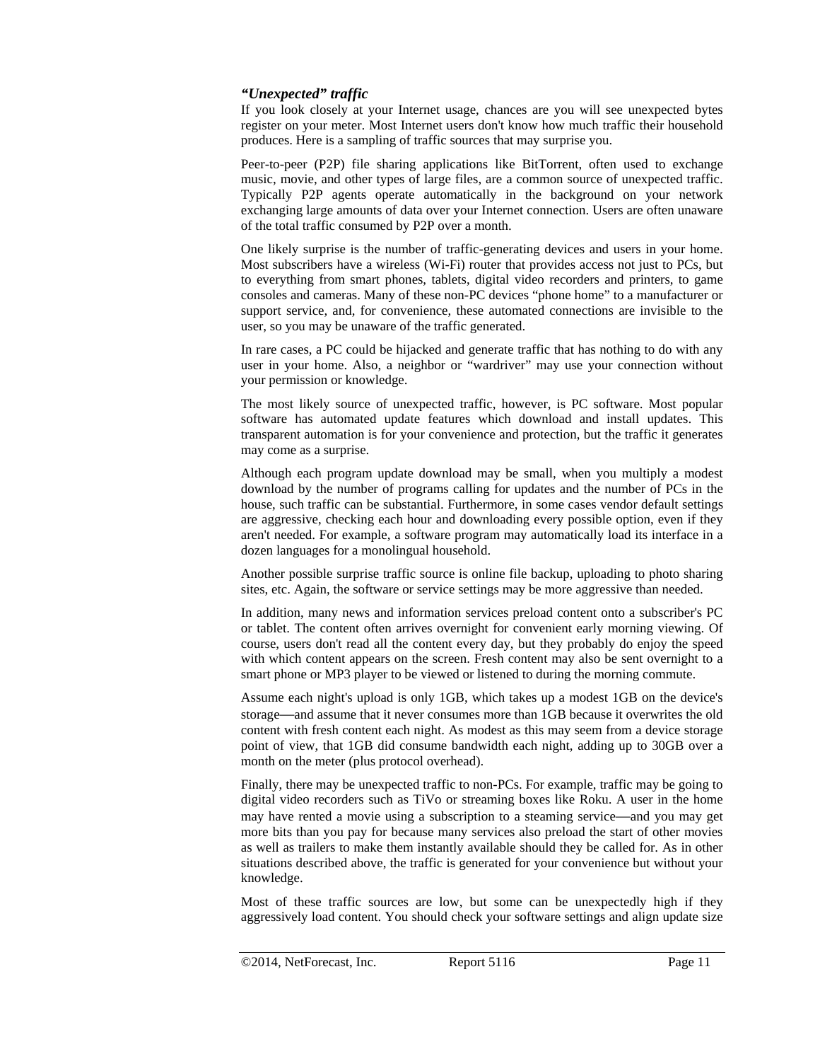### *"Unexpected" traffic*

If you look closely at your Internet usage, chances are you will see unexpected bytes register on your meter. Most Internet users don't know how much traffic their household produces. Here is a sampling of traffic sources that may surprise you.

Peer-to-peer (P2P) file sharing applications like BitTorrent, often used to exchange music, movie, and other types of large files, are a common source of unexpected traffic. Typically P2P agents operate automatically in the background on your network exchanging large amounts of data over your Internet connection. Users are often unaware of the total traffic consumed by P2P over a month.

One likely surprise is the number of traffic-generating devices and users in your home. Most subscribers have a wireless (Wi-Fi) router that provides access not just to PCs, but to everything from smart phones, tablets, digital video recorders and printers, to game consoles and cameras. Many of these non-PC devices "phone home" to a manufacturer or support service, and, for convenience, these automated connections are invisible to the user, so you may be unaware of the traffic generated.

In rare cases, a PC could be hijacked and generate traffic that has nothing to do with any user in your home. Also, a neighbor or "wardriver" may use your connection without your permission or knowledge.

The most likely source of unexpected traffic, however, is PC software. Most popular software has automated update features which download and install updates. This transparent automation is for your convenience and protection, but the traffic it generates may come as a surprise.

Although each program update download may be small, when you multiply a modest download by the number of programs calling for updates and the number of PCs in the house, such traffic can be substantial. Furthermore, in some cases vendor default settings are aggressive, checking each hour and downloading every possible option, even if they aren't needed. For example, a software program may automatically load its interface in a dozen languages for a monolingual household.

Another possible surprise traffic source is online file backup, uploading to photo sharing sites, etc. Again, the software or service settings may be more aggressive than needed.

In addition, many news and information services preload content onto a subscriber's PC or tablet. The content often arrives overnight for convenient early morning viewing. Of course, users don't read all the content every day, but they probably do enjoy the speed with which content appears on the screen. Fresh content may also be sent overnight to a smart phone or MP3 player to be viewed or listened to during the morning commute.

Assume each night's upload is only 1GB, which takes up a modest 1GB on the device's storage—and assume that it never consumes more than 1GB because it overwrites the old content with fresh content each night. As modest as this may seem from a device storage point of view, that 1GB did consume bandwidth each night, adding up to 30GB over a month on the meter (plus protocol overhead).

Finally, there may be unexpected traffic to non-PCs. For example, traffic may be going to digital video recorders such as TiVo or streaming boxes like Roku. A user in the home may have rented a movie using a subscription to a steaming service—and you may get more bits than you pay for because many services also preload the start of other movies as well as trailers to make them instantly available should they be called for. As in other situations described above, the traffic is generated for your convenience but without your knowledge.

Most of these traffic sources are low, but some can be unexpectedly high if they aggressively load content. You should check your software settings and align update size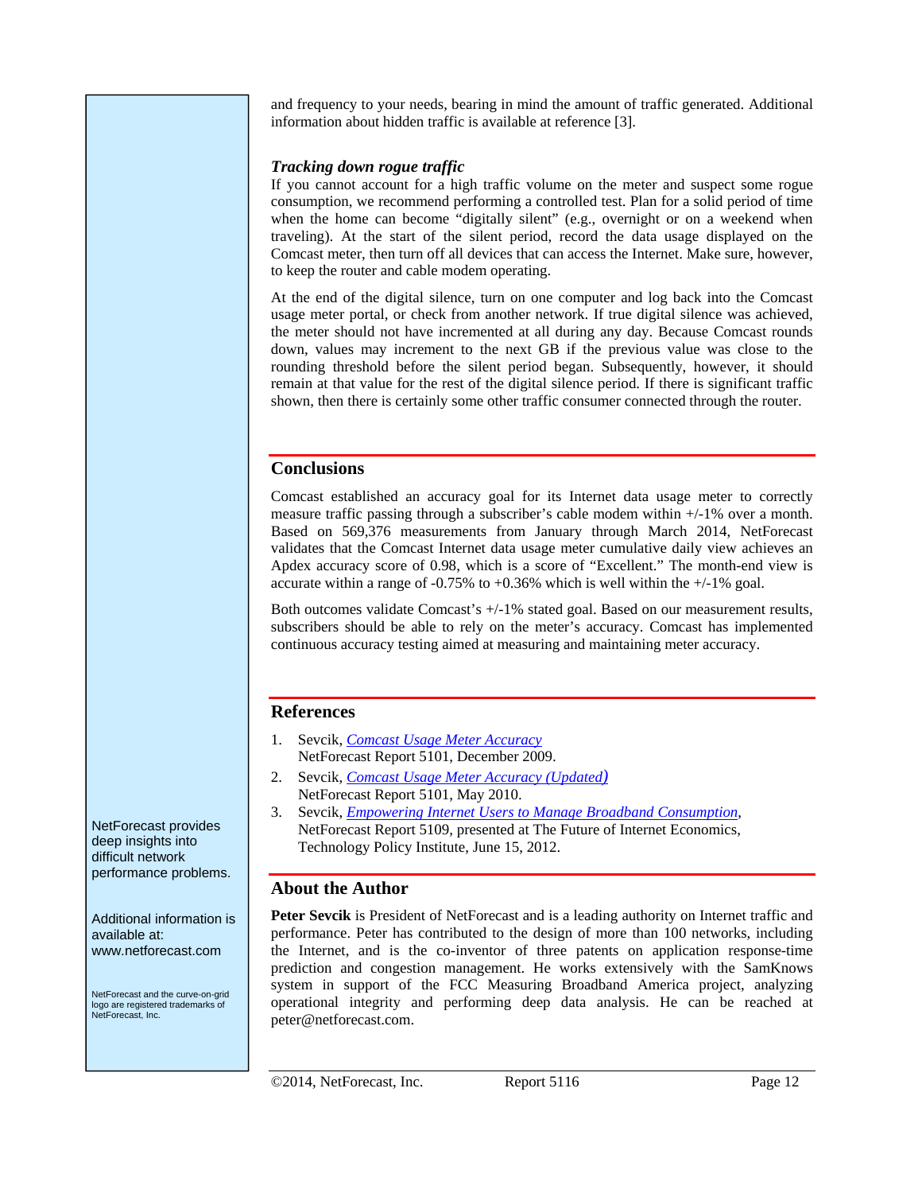and frequency to your needs, bearing in mind the amount of traffic generated. Additional information about hidden traffic is available at reference [3].

### *Tracking down rogue traffic*

If you cannot account for a high traffic volume on the meter and suspect some rogue consumption, we recommend performing a controlled test. Plan for a solid period of time when the home can become "digitally silent" (e.g., overnight or on a weekend when traveling). At the start of the silent period, record the data usage displayed on the Comcast meter, then turn off all devices that can access the Internet. Make sure, however, to keep the router and cable modem operating.

At the end of the digital silence, turn on one computer and log back into the Comcast usage meter portal, or check from another network. If true digital silence was achieved, the meter should not have incremented at all during any day. Because Comcast rounds down, values may increment to the next GB if the previous value was close to the rounding threshold before the silent period began. Subsequently, however, it should remain at that value for the rest of the digital silence period. If there is significant traffic shown, then there is certainly some other traffic consumer connected through the router.

## Conclusions

Comcast established an accuracy goal for its Internet data usage meter to correctly measure traffic passing through a subscriber's cable modem within +/-1% over a month. Based on 569,376 measurements from January through March 2014, NetForecast validates that the Comcast Internet data usage meter cumulative daily view achieves an Apdex accuracy score of 0.98, which is a score of "Excellent." The month-end view is accurate within a range of -0.75% to +0.36% which is well within the +/-1% goal.

Both outcomes validate Comcast's +/-1% stated goal. Based on our measurement results, subscribers should be able to rely on the meter's accuracy. Comcast has implemented continuous accuracy testing aimed at measuring and maintaining meter accuracy.

## References

1. Sevcik, *Comcast Usage Meter Accuracy*
   NetForecast Report 5101, December 2009.
2. Sevcik, *Comcast Usage Meter Accuracy (Updated)*
   NetForecast Report 5101, May 2010.
3. Sevcik, *Empowering Internet Users to Manage Broadband Consumption*,
   NetForecast Report 5109, presented at The Future of Internet Economics, Technology Policy Institute, June 15, 2012.

## About the Author

**Peter Sevcik** is President of NetForecast and is a leading authority on Internet traffic and performance. Peter has contributed to the design of more than 100 networks, including the Internet, and is the co-inventor of three patents on application response-time prediction and congestion management. He works extensively with the SamKnows system in support of the FCC Measuring Broadband America project, analyzing operational integrity and performing deep data analysis. He can be reached at peter@netforecast.com.

NetForecast provides deep insights into difficult network performance problems.

Additional information is available at: www.netforecast.com

NetForecast and the curve-on-grid logo are registered trademarks of NetForecast, Inc.